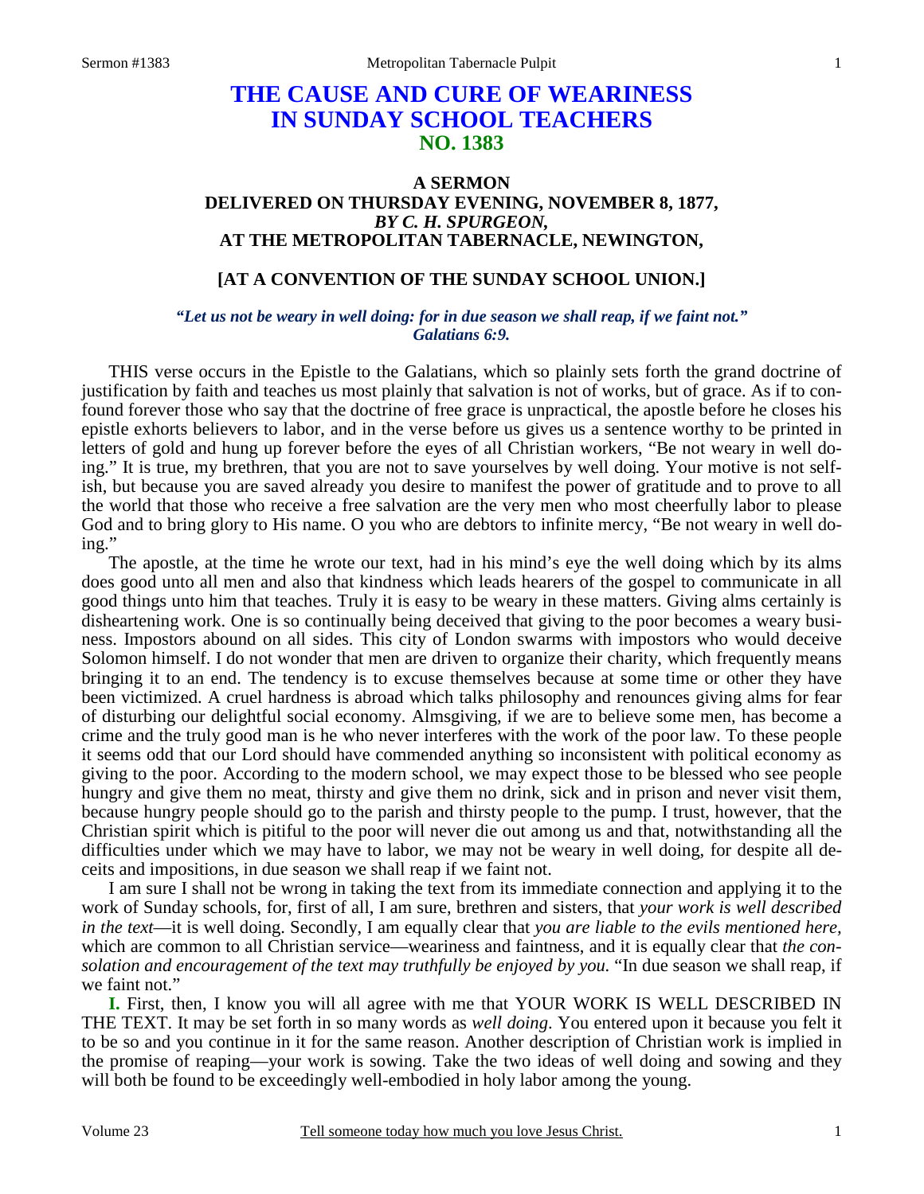# THE CAUSE AND CURE OF WEARINESS IN SUNDAY SCHOOL TEACHERS
## NO. 1383

### A SERMON
### DELIVERED ON THURSDAY EVENING, NOVEMBER 8, 1877,
### *BY C. H. SPURGEON,*
### AT THE METROPOLITAN TABERNACLE, NEWINGTON,

### [AT A CONVENTION OF THE SUNDAY SCHOOL UNION.]

***"Let us not be weary in well doing: for in due season we shall reap, if we faint not." Galatians 6:9.***

THIS verse occurs in the Epistle to the Galatians, which so plainly sets forth the grand doctrine of justification by faith and teaches us most plainly that salvation is not of works, but of grace. As if to confound forever those who say that the doctrine of free grace is unpractical, the apostle before he closes his epistle exhorts believers to labor, and in the verse before us gives us a sentence worthy to be printed in letters of gold and hung up forever before the eyes of all Christian workers, "Be not weary in well doing." It is true, my brethren, that you are not to save yourselves by well doing. Your motive is not selfish, but because you are saved already you desire to manifest the power of gratitude and to prove to all the world that those who receive a free salvation are the very men who most cheerfully labor to please God and to bring glory to His name. O you who are debtors to infinite mercy, "Be not weary in well doing."

The apostle, at the time he wrote our text, had in his mind's eye the well doing which by its alms does good unto all men and also that kindness which leads hearers of the gospel to communicate in all good things unto him that teaches. Truly it is easy to be weary in these matters. Giving alms certainly is disheartening work. One is so continually being deceived that giving to the poor becomes a weary business. Impostors abound on all sides. This city of London swarms with impostors who would deceive Solomon himself. I do not wonder that men are driven to organize their charity, which frequently means bringing it to an end. The tendency is to excuse themselves because at some time or other they have been victimized. A cruel hardness is abroad which talks philosophy and renounces giving alms for fear of disturbing our delightful social economy. Almsgiving, if we are to believe some men, has become a crime and the truly good man is he who never interferes with the work of the poor law. To these people it seems odd that our Lord should have commended anything so inconsistent with political economy as giving to the poor. According to the modern school, we may expect those to be blessed who see people hungry and give them no meat, thirsty and give them no drink, sick and in prison and never visit them, because hungry people should go to the parish and thirsty people to the pump. I trust, however, that the Christian spirit which is pitiful to the poor will never die out among us and that, notwithstanding all the difficulties under which we may have to labor, we may not be weary in well doing, for despite all deceits and impositions, in due season we shall reap if we faint not.

I am sure I shall not be wrong in taking the text from its immediate connection and applying it to the work of Sunday schools, for, first of all, I am sure, brethren and sisters, that *your work is well described in the text*—it is well doing. Secondly, I am equally clear that *you are liable to the evils mentioned here,* which are common to all Christian service—weariness and faintness, and it is equally clear that *the consolation and encouragement of the text may truthfully be enjoyed by you.* "In due season we shall reap, if we faint not."

**I.** First, then, I know you will all agree with me that YOUR WORK IS WELL DESCRIBED IN THE TEXT. It may be set forth in so many words as *well doing*. You entered upon it because you felt it to be so and you continue in it for the same reason. Another description of Christian work is implied in the promise of reaping—your work is sowing. Take the two ideas of well doing and sowing and they will both be found to be exceedingly well-embodied in holy labor among the young.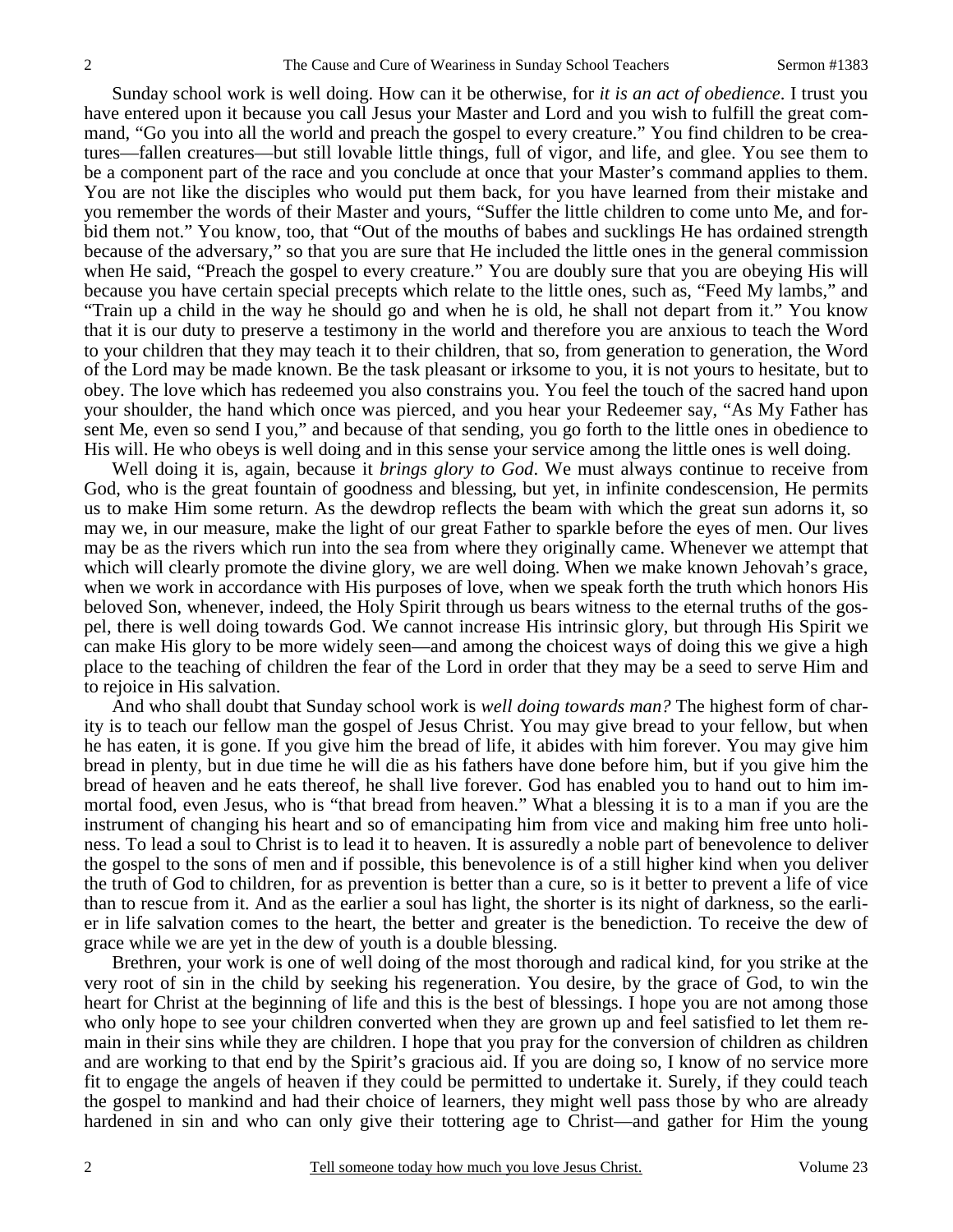Sunday school work is well doing. How can it be otherwise, for *it is an act of obedience*. I trust you have entered upon it because you call Jesus your Master and Lord and you wish to fulfill the great command, "Go you into all the world and preach the gospel to every creature." You find children to be creatures—fallen creatures—but still lovable little things, full of vigor, and life, and glee. You see them to be a component part of the race and you conclude at once that your Master's command applies to them. You are not like the disciples who would put them back, for you have learned from their mistake and you remember the words of their Master and yours, "Suffer the little children to come unto Me, and forbid them not." You know, too, that "Out of the mouths of babes and sucklings He has ordained strength because of the adversary," so that you are sure that He included the little ones in the general commission when He said, "Preach the gospel to every creature." You are doubly sure that you are obeying His will because you have certain special precepts which relate to the little ones, such as, "Feed My lambs," and "Train up a child in the way he should go and when he is old, he shall not depart from it." You know that it is our duty to preserve a testimony in the world and therefore you are anxious to teach the Word to your children that they may teach it to their children, that so, from generation to generation, the Word of the Lord may be made known. Be the task pleasant or irksome to you, it is not yours to hesitate, but to obey. The love which has redeemed you also constrains you. You feel the touch of the sacred hand upon your shoulder, the hand which once was pierced, and you hear your Redeemer say, "As My Father has sent Me, even so send I you," and because of that sending, you go forth to the little ones in obedience to His will. He who obeys is well doing and in this sense your service among the little ones is well doing.

Well doing it is, again, because it *brings glory to God*. We must always continue to receive from God, who is the great fountain of goodness and blessing, but yet, in infinite condescension, He permits us to make Him some return. As the dewdrop reflects the beam with which the great sun adorns it, so may we, in our measure, make the light of our great Father to sparkle before the eyes of men. Our lives may be as the rivers which run into the sea from where they originally came. Whenever we attempt that which will clearly promote the divine glory, we are well doing. When we make known Jehovah's grace, when we work in accordance with His purposes of love, when we speak forth the truth which honors His beloved Son, whenever, indeed, the Holy Spirit through us bears witness to the eternal truths of the gospel, there is well doing towards God. We cannot increase His intrinsic glory, but through His Spirit we can make His glory to be more widely seen—and among the choicest ways of doing this we give a high place to the teaching of children the fear of the Lord in order that they may be a seed to serve Him and to rejoice in His salvation.

And who shall doubt that Sunday school work is *well doing towards man?* The highest form of charity is to teach our fellow man the gospel of Jesus Christ. You may give bread to your fellow, but when he has eaten, it is gone. If you give him the bread of life, it abides with him forever. You may give him bread in plenty, but in due time he will die as his fathers have done before him, but if you give him the bread of heaven and he eats thereof, he shall live forever. God has enabled you to hand out to him immortal food, even Jesus, who is "that bread from heaven." What a blessing it is to a man if you are the instrument of changing his heart and so of emancipating him from vice and making him free unto holiness. To lead a soul to Christ is to lead it to heaven. It is assuredly a noble part of benevolence to deliver the gospel to the sons of men and if possible, this benevolence is of a still higher kind when you deliver the truth of God to children, for as prevention is better than a cure, so is it better to prevent a life of vice than to rescue from it. And as the earlier a soul has light, the shorter is its night of darkness, so the earlier in life salvation comes to the heart, the better and greater is the benediction. To receive the dew of grace while we are yet in the dew of youth is a double blessing.

Brethren, your work is one of well doing of the most thorough and radical kind, for you strike at the very root of sin in the child by seeking his regeneration. You desire, by the grace of God, to win the heart for Christ at the beginning of life and this is the best of blessings. I hope you are not among those who only hope to see your children converted when they are grown up and feel satisfied to let them remain in their sins while they are children. I hope that you pray for the conversion of children as children and are working to that end by the Spirit's gracious aid. If you are doing so, I know of no service more fit to engage the angels of heaven if they could be permitted to undertake it. Surely, if they could teach the gospel to mankind and had their choice of learners, they might well pass those by who are already hardened in sin and who can only give their tottering age to Christ—and gather for Him the young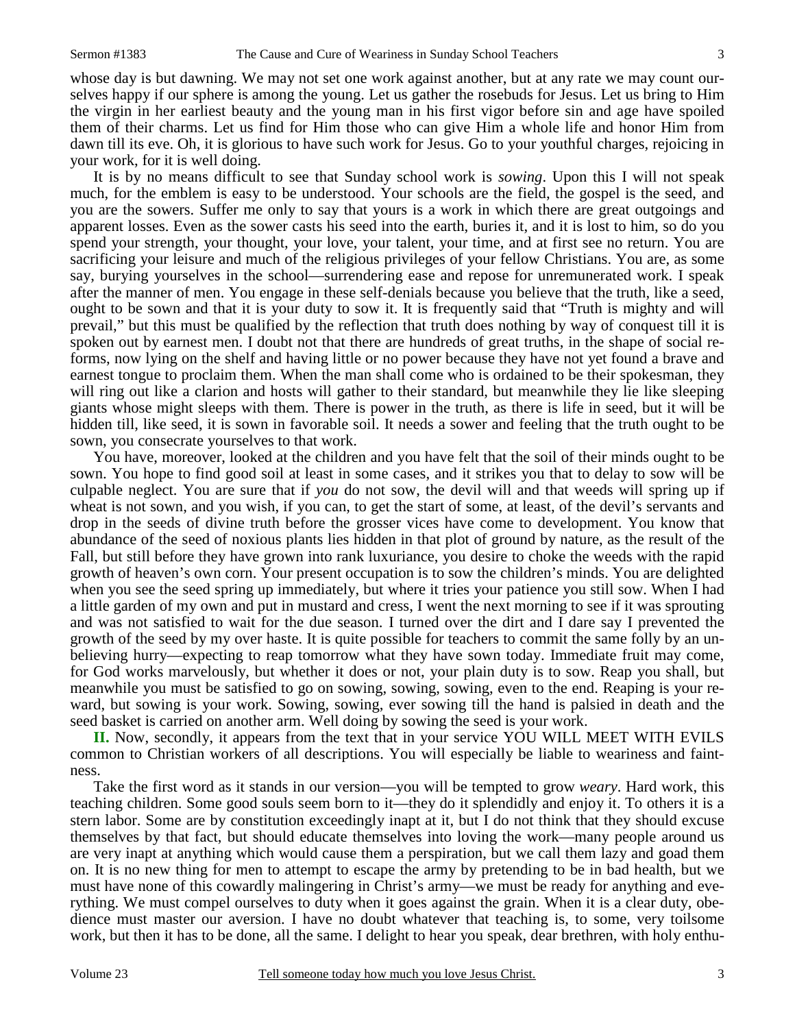whose day is but dawning. We may not set one work against another, but at any rate we may count ourselves happy if our sphere is among the young. Let us gather the rosebuds for Jesus. Let us bring to Him the virgin in her earliest beauty and the young man in his first vigor before sin and age have spoiled them of their charms. Let us find for Him those who can give Him a whole life and honor Him from dawn till its eve. Oh, it is glorious to have such work for Jesus. Go to your youthful charges, rejoicing in your work, for it is well doing.

It is by no means difficult to see that Sunday school work is *sowing*. Upon this I will not speak much, for the emblem is easy to be understood. Your schools are the field, the gospel is the seed, and you are the sowers. Suffer me only to say that yours is a work in which there are great outgoings and apparent losses. Even as the sower casts his seed into the earth, buries it, and it is lost to him, so do you spend your strength, your thought, your love, your talent, your time, and at first see no return. You are sacrificing your leisure and much of the religious privileges of your fellow Christians. You are, as some say, burying yourselves in the school—surrendering ease and repose for unremunerated work. I speak after the manner of men. You engage in these self-denials because you believe that the truth, like a seed, ought to be sown and that it is your duty to sow it. It is frequently said that "Truth is mighty and will prevail," but this must be qualified by the reflection that truth does nothing by way of conquest till it is spoken out by earnest men. I doubt not that there are hundreds of great truths, in the shape of social reforms, now lying on the shelf and having little or no power because they have not yet found a brave and earnest tongue to proclaim them. When the man shall come who is ordained to be their spokesman, they will ring out like a clarion and hosts will gather to their standard, but meanwhile they lie like sleeping giants whose might sleeps with them. There is power in the truth, as there is life in seed, but it will be hidden till, like seed, it is sown in favorable soil. It needs a sower and feeling that the truth ought to be sown, you consecrate yourselves to that work.

You have, moreover, looked at the children and you have felt that the soil of their minds ought to be sown. You hope to find good soil at least in some cases, and it strikes you that to delay to sow will be culpable neglect. You are sure that if *you* do not sow, the devil will and that weeds will spring up if wheat is not sown, and you wish, if you can, to get the start of some, at least, of the devil's servants and drop in the seeds of divine truth before the grosser vices have come to development. You know that abundance of the seed of noxious plants lies hidden in that plot of ground by nature, as the result of the Fall, but still before they have grown into rank luxuriance, you desire to choke the weeds with the rapid growth of heaven's own corn. Your present occupation is to sow the children's minds. You are delighted when you see the seed spring up immediately, but where it tries your patience you still sow. When I had a little garden of my own and put in mustard and cress, I went the next morning to see if it was sprouting and was not satisfied to wait for the due season. I turned over the dirt and I dare say I prevented the growth of the seed by my over haste. It is quite possible for teachers to commit the same folly by an unbelieving hurry—expecting to reap tomorrow what they have sown today. Immediate fruit may come, for God works marvelously, but whether it does or not, your plain duty is to sow. Reap you shall, but meanwhile you must be satisfied to go on sowing, sowing, sowing, even to the end. Reaping is your reward, but sowing is your work. Sowing, sowing, ever sowing till the hand is palsied in death and the seed basket is carried on another arm. Well doing by sowing the seed is your work.

**II.** Now, secondly, it appears from the text that in your service YOU WILL MEET WITH EVILS common to Christian workers of all descriptions. You will especially be liable to weariness and faintness.

Take the first word as it stands in our version—you will be tempted to grow *weary*. Hard work, this teaching children. Some good souls seem born to it—they do it splendidly and enjoy it. To others it is a stern labor. Some are by constitution exceedingly inapt at it, but I do not think that they should excuse themselves by that fact, but should educate themselves into loving the work—many people around us are very inapt at anything which would cause them a perspiration, but we call them lazy and goad them on. It is no new thing for men to attempt to escape the army by pretending to be in bad health, but we must have none of this cowardly malingering in Christ's army—we must be ready for anything and everything. We must compel ourselves to duty when it goes against the grain. When it is a clear duty, obedience must master our aversion. I have no doubt whatever that teaching is, to some, very toilsome work, but then it has to be done, all the same. I delight to hear you speak, dear brethren, with holy enthu-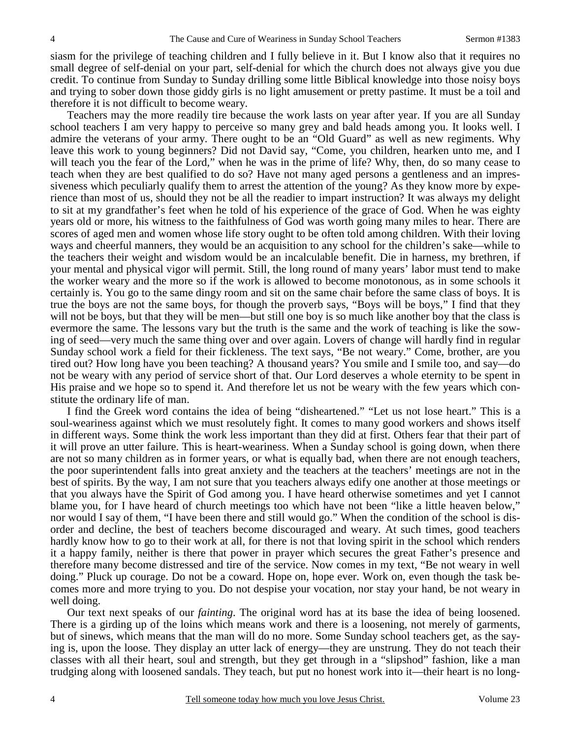siasm for the privilege of teaching children and I fully believe in it. But I know also that it requires no small degree of self-denial on your part, self-denial for which the church does not always give you due credit. To continue from Sunday to Sunday drilling some little Biblical knowledge into those noisy boys and trying to sober down those giddy girls is no light amusement or pretty pastime. It must be a toil and therefore it is not difficult to become weary.

Teachers may the more readily tire because the work lasts on year after year. If you are all Sunday school teachers I am very happy to perceive so many grey and bald heads among you. It looks well. I admire the veterans of your army. There ought to be an "Old Guard" as well as new regiments. Why leave this work to young beginners? Did not David say, "Come, you children, hearken unto me, and I will teach you the fear of the Lord," when he was in the prime of life? Why, then, do so many cease to teach when they are best qualified to do so? Have not many aged persons a gentleness and an impressiveness which peculiarly qualify them to arrest the attention of the young? As they know more by experience than most of us, should they not be all the readier to impart instruction? It was always my delight to sit at my grandfather's feet when he told of his experience of the grace of God. When he was eighty years old or more, his witness to the faithfulness of God was worth going many miles to hear. There are scores of aged men and women whose life story ought to be often told among children. With their loving ways and cheerful manners, they would be an acquisition to any school for the children's sake—while to the teachers their weight and wisdom would be an incalculable benefit. Die in harness, my brethren, if your mental and physical vigor will permit. Still, the long round of many years' labor must tend to make the worker weary and the more so if the work is allowed to become monotonous, as in some schools it certainly is. You go to the same dingy room and sit on the same chair before the same class of boys. It is true the boys are not the same boys, for though the proverb says, "Boys will be boys," I find that they will not be boys, but that they will be men—but still one boy is so much like another boy that the class is evermore the same. The lessons vary but the truth is the same and the work of teaching is like the sowing of seed—very much the same thing over and over again. Lovers of change will hardly find in regular Sunday school work a field for their fickleness. The text says, "Be not weary." Come, brother, are you tired out? How long have you been teaching? A thousand years? You smile and I smile too, and say—do not be weary with any period of service short of that. Our Lord deserves a whole eternity to be spent in His praise and we hope so to spend it. And therefore let us not be weary with the few years which constitute the ordinary life of man.

I find the Greek word contains the idea of being "disheartened." "Let us not lose heart." This is a soul-weariness against which we must resolutely fight. It comes to many good workers and shows itself in different ways. Some think the work less important than they did at first. Others fear that their part of it will prove an utter failure. This is heart-weariness. When a Sunday school is going down, when there are not so many children as in former years, or what is equally bad, when there are not enough teachers, the poor superintendent falls into great anxiety and the teachers at the teachers' meetings are not in the best of spirits. By the way, I am not sure that you teachers always edify one another at those meetings or that you always have the Spirit of God among you. I have heard otherwise sometimes and yet I cannot blame you, for I have heard of church meetings too which have not been "like a little heaven below," nor would I say of them, "I have been there and still would go." When the condition of the school is disorder and decline, the best of teachers become discouraged and weary. At such times, good teachers hardly know how to go to their work at all, for there is not that loving spirit in the school which renders it a happy family, neither is there that power in prayer which secures the great Father's presence and therefore many become distressed and tire of the service. Now comes in my text, "Be not weary in well doing." Pluck up courage. Do not be a coward. Hope on, hope ever. Work on, even though the task becomes more and more trying to you. Do not despise your vocation, nor stay your hand, be not weary in well doing.

Our text next speaks of our *fainting*. The original word has at its base the idea of being loosened. There is a girding up of the loins which means work and there is a loosening, not merely of garments, but of sinews, which means that the man will do no more. Some Sunday school teachers get, as the saying is, upon the loose. They display an utter lack of energy—they are unstrung. They do not teach their classes with all their heart, soul and strength, but they get through in a "slipshod" fashion, like a man trudging along with loosened sandals. They teach, but put no honest work into it—their heart is no long-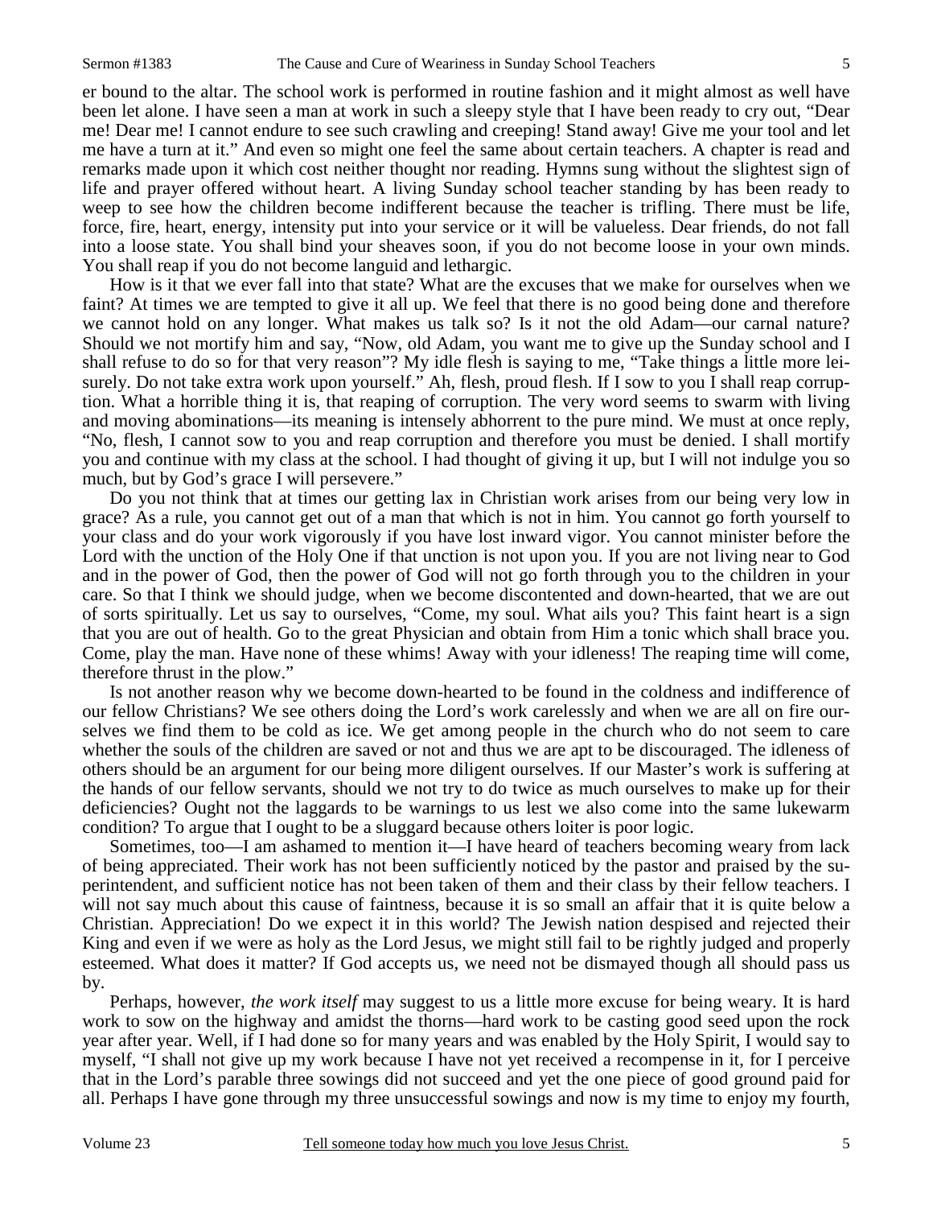er bound to the altar. The school work is performed in routine fashion and it might almost as well have been let alone. I have seen a man at work in such a sleepy style that I have been ready to cry out, "Dear me! Dear me! I cannot endure to see such crawling and creeping! Stand away! Give me your tool and let me have a turn at it." And even so might one feel the same about certain teachers. A chapter is read and remarks made upon it which cost neither thought nor reading. Hymns sung without the slightest sign of life and prayer offered without heart. A living Sunday school teacher standing by has been ready to weep to see how the children become indifferent because the teacher is trifling. There must be life, force, fire, heart, energy, intensity put into your service or it will be valueless. Dear friends, do not fall into a loose state. You shall bind your sheaves soon, if you do not become loose in your own minds. You shall reap if you do not become languid and lethargic.

How is it that we ever fall into that state? What are the excuses that we make for ourselves when we faint? At times we are tempted to give it all up. We feel that there is no good being done and therefore we cannot hold on any longer. What makes us talk so? Is it not the old Adam—our carnal nature? Should we not mortify him and say, "Now, old Adam, you want me to give up the Sunday school and I shall refuse to do so for that very reason"? My idle flesh is saying to me, "Take things a little more leisurely. Do not take extra work upon yourself." Ah, flesh, proud flesh. If I sow to you I shall reap corruption. What a horrible thing it is, that reaping of corruption. The very word seems to swarm with living and moving abominations—its meaning is intensely abhorrent to the pure mind. We must at once reply, "No, flesh, I cannot sow to you and reap corruption and therefore you must be denied. I shall mortify you and continue with my class at the school. I had thought of giving it up, but I will not indulge you so much, but by God's grace I will persevere."

Do you not think that at times our getting lax in Christian work arises from our being very low in grace? As a rule, you cannot get out of a man that which is not in him. You cannot go forth yourself to your class and do your work vigorously if you have lost inward vigor. You cannot minister before the Lord with the unction of the Holy One if that unction is not upon you. If you are not living near to God and in the power of God, then the power of God will not go forth through you to the children in your care. So that I think we should judge, when we become discontented and down-hearted, that we are out of sorts spiritually. Let us say to ourselves, "Come, my soul. What ails you? This faint heart is a sign that you are out of health. Go to the great Physician and obtain from Him a tonic which shall brace you. Come, play the man. Have none of these whims! Away with your idleness! The reaping time will come, therefore thrust in the plow."

Is not another reason why we become down-hearted to be found in the coldness and indifference of our fellow Christians? We see others doing the Lord's work carelessly and when we are all on fire ourselves we find them to be cold as ice. We get among people in the church who do not seem to care whether the souls of the children are saved or not and thus we are apt to be discouraged. The idleness of others should be an argument for our being more diligent ourselves. If our Master's work is suffering at the hands of our fellow servants, should we not try to do twice as much ourselves to make up for their deficiencies? Ought not the laggards to be warnings to us lest we also come into the same lukewarm condition? To argue that I ought to be a sluggard because others loiter is poor logic.

Sometimes, too—I am ashamed to mention it—I have heard of teachers becoming weary from lack of being appreciated. Their work has not been sufficiently noticed by the pastor and praised by the superintendent, and sufficient notice has not been taken of them and their class by their fellow teachers. I will not say much about this cause of faintness, because it is so small an affair that it is quite below a Christian. Appreciation! Do we expect it in this world? The Jewish nation despised and rejected their King and even if we were as holy as the Lord Jesus, we might still fail to be rightly judged and properly esteemed. What does it matter? If God accepts us, we need not be dismayed though all should pass us by.

Perhaps, however, *the work itself* may suggest to us a little more excuse for being weary. It is hard work to sow on the highway and amidst the thorns—hard work to be casting good seed upon the rock year after year. Well, if I had done so for many years and was enabled by the Holy Spirit, I would say to myself, "I shall not give up my work because I have not yet received a recompense in it, for I perceive that in the Lord's parable three sowings did not succeed and yet the one piece of good ground paid for all. Perhaps I have gone through my three unsuccessful sowings and now is my time to enjoy my fourth,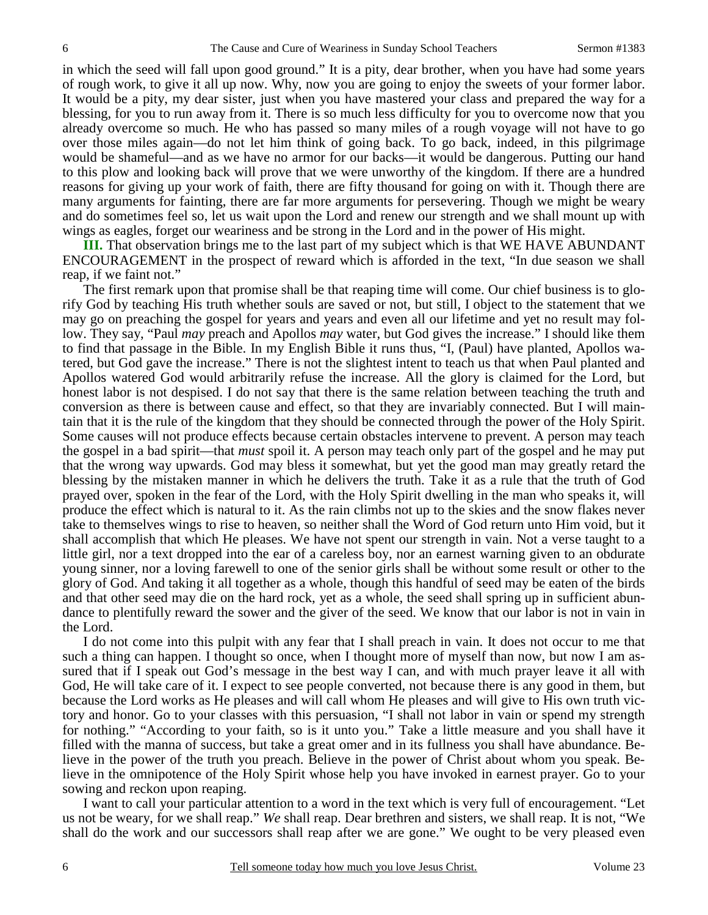in which the seed will fall upon good ground." It is a pity, dear brother, when you have had some years of rough work, to give it all up now. Why, now you are going to enjoy the sweets of your former labor. It would be a pity, my dear sister, just when you have mastered your class and prepared the way for a blessing, for you to run away from it. There is so much less difficulty for you to overcome now that you already overcome so much. He who has passed so many miles of a rough voyage will not have to go over those miles again—do not let him think of going back. To go back, indeed, in this pilgrimage would be shameful—and as we have no armor for our backs—it would be dangerous. Putting our hand to this plow and looking back will prove that we were unworthy of the kingdom. If there are a hundred reasons for giving up your work of faith, there are fifty thousand for going on with it. Though there are many arguments for fainting, there are far more arguments for persevering. Though we might be weary and do sometimes feel so, let us wait upon the Lord and renew our strength and we shall mount up with wings as eagles, forget our weariness and be strong in the Lord and in the power of His might.

**III.** That observation brings me to the last part of my subject which is that WE HAVE ABUNDANT ENCOURAGEMENT in the prospect of reward which is afforded in the text, "In due season we shall reap, if we faint not."

The first remark upon that promise shall be that reaping time will come. Our chief business is to glorify God by teaching His truth whether souls are saved or not, but still, I object to the statement that we may go on preaching the gospel for years and years and even all our lifetime and yet no result may follow. They say, "Paul *may* preach and Apollos *may* water, but God gives the increase." I should like them to find that passage in the Bible. In my English Bible it runs thus, "I, (Paul) have planted, Apollos watered, but God gave the increase." There is not the slightest intent to teach us that when Paul planted and Apollos watered God would arbitrarily refuse the increase. All the glory is claimed for the Lord, but honest labor is not despised. I do not say that there is the same relation between teaching the truth and conversion as there is between cause and effect, so that they are invariably connected. But I will maintain that it is the rule of the kingdom that they should be connected through the power of the Holy Spirit. Some causes will not produce effects because certain obstacles intervene to prevent. A person may teach the gospel in a bad spirit—that *must* spoil it. A person may teach only part of the gospel and he may put that the wrong way upwards. God may bless it somewhat, but yet the good man may greatly retard the blessing by the mistaken manner in which he delivers the truth. Take it as a rule that the truth of God prayed over, spoken in the fear of the Lord, with the Holy Spirit dwelling in the man who speaks it, will produce the effect which is natural to it. As the rain climbs not up to the skies and the snow flakes never take to themselves wings to rise to heaven, so neither shall the Word of God return unto Him void, but it shall accomplish that which He pleases. We have not spent our strength in vain. Not a verse taught to a little girl, nor a text dropped into the ear of a careless boy, nor an earnest warning given to an obdurate young sinner, nor a loving farewell to one of the senior girls shall be without some result or other to the glory of God. And taking it all together as a whole, though this handful of seed may be eaten of the birds and that other seed may die on the hard rock, yet as a whole, the seed shall spring up in sufficient abundance to plentifully reward the sower and the giver of the seed. We know that our labor is not in vain in the Lord.

I do not come into this pulpit with any fear that I shall preach in vain. It does not occur to me that such a thing can happen. I thought so once, when I thought more of myself than now, but now I am assured that if I speak out God's message in the best way I can, and with much prayer leave it all with God, He will take care of it. I expect to see people converted, not because there is any good in them, but because the Lord works as He pleases and will call whom He pleases and will give to His own truth victory and honor. Go to your classes with this persuasion, "I shall not labor in vain or spend my strength for nothing." "According to your faith, so is it unto you." Take a little measure and you shall have it filled with the manna of success, but take a great omer and in its fullness you shall have abundance. Believe in the power of the truth you preach. Believe in the power of Christ about whom you speak. Believe in the omnipotence of the Holy Spirit whose help you have invoked in earnest prayer. Go to your sowing and reckon upon reaping.

I want to call your particular attention to a word in the text which is very full of encouragement. "Let us not be weary, for we shall reap." *We* shall reap. Dear brethren and sisters, we shall reap. It is not, "We shall do the work and our successors shall reap after we are gone." We ought to be very pleased even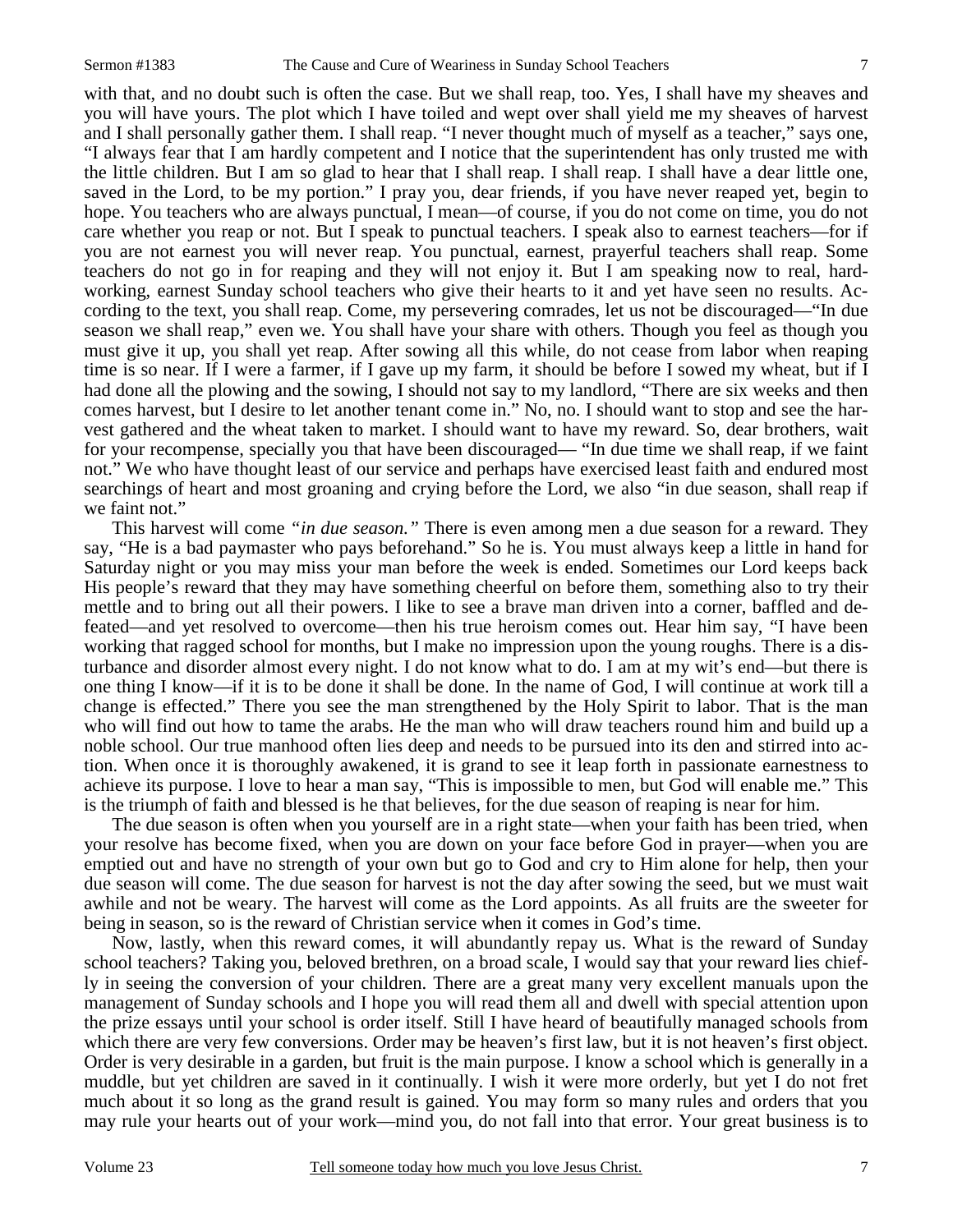with that, and no doubt such is often the case. But we shall reap, too. Yes, I shall have my sheaves and you will have yours. The plot which I have toiled and wept over shall yield me my sheaves of harvest and I shall personally gather them. I shall reap. "I never thought much of myself as a teacher," says one, "I always fear that I am hardly competent and I notice that the superintendent has only trusted me with the little children. But I am so glad to hear that I shall reap. I shall reap. I shall have a dear little one, saved in the Lord, to be my portion." I pray you, dear friends, if you have never reaped yet, begin to hope. You teachers who are always punctual, I mean—of course, if you do not come on time, you do not care whether you reap or not. But I speak to punctual teachers. I speak also to earnest teachers—for if you are not earnest you will never reap. You punctual, earnest, prayerful teachers shall reap. Some teachers do not go in for reaping and they will not enjoy it. But I am speaking now to real, hard-working, earnest Sunday school teachers who give their hearts to it and yet have seen no results. According to the text, you shall reap. Come, my persevering comrades, let us not be discouraged—"In due season we shall reap," even we. You shall have your share with others. Though you feel as though you must give it up, you shall yet reap. After sowing all this while, do not cease from labor when reaping time is so near. If I were a farmer, if I gave up my farm, it should be before I sowed my wheat, but if I had done all the plowing and the sowing, I should not say to my landlord, "There are six weeks and then comes harvest, but I desire to let another tenant come in." No, no. I should want to stop and see the harvest gathered and the wheat taken to market. I should want to have my reward. So, dear brothers, wait for your recompense, specially you that have been discouraged— "In due time we shall reap, if we faint not." We who have thought least of our service and perhaps have exercised least faith and endured most searchings of heart and most groaning and crying before the Lord, we also "in due season, shall reap if we faint not."

This harvest will come *"in due season."* There is even among men a due season for a reward. They say, "He is a bad paymaster who pays beforehand." So he is. You must always keep a little in hand for Saturday night or you may miss your man before the week is ended. Sometimes our Lord keeps back His people's reward that they may have something cheerful on before them, something also to try their mettle and to bring out all their powers. I like to see a brave man driven into a corner, baffled and defeated—and yet resolved to overcome—then his true heroism comes out. Hear him say, "I have been working that ragged school for months, but I make no impression upon the young roughs. There is a disturbance and disorder almost every night. I do not know what to do. I am at my wit's end—but there is one thing I know—if it is to be done it shall be done. In the name of God, I will continue at work till a change is effected." There you see the man strengthened by the Holy Spirit to labor. That is the man who will find out how to tame the arabs. He the man who will draw teachers round him and build up a noble school. Our true manhood often lies deep and needs to be pursued into its den and stirred into action. When once it is thoroughly awakened, it is grand to see it leap forth in passionate earnestness to achieve its purpose. I love to hear a man say, "This is impossible to men, but God will enable me." This is the triumph of faith and blessed is he that believes, for the due season of reaping is near for him.

The due season is often when you yourself are in a right state—when your faith has been tried, when your resolve has become fixed, when you are down on your face before God in prayer—when you are emptied out and have no strength of your own but go to God and cry to Him alone for help, then your due season will come. The due season for harvest is not the day after sowing the seed, but we must wait awhile and not be weary. The harvest will come as the Lord appoints. As all fruits are the sweeter for being in season, so is the reward of Christian service when it comes in God's time.

Now, lastly, when this reward comes, it will abundantly repay us. What is the reward of Sunday school teachers? Taking you, beloved brethren, on a broad scale, I would say that your reward lies chiefly in seeing the conversion of your children. There are a great many very excellent manuals upon the management of Sunday schools and I hope you will read them all and dwell with special attention upon the prize essays until your school is order itself. Still I have heard of beautifully managed schools from which there are very few conversions. Order may be heaven's first law, but it is not heaven's first object. Order is very desirable in a garden, but fruit is the main purpose. I know a school which is generally in a muddle, but yet children are saved in it continually. I wish it were more orderly, but yet I do not fret much about it so long as the grand result is gained. You may form so many rules and orders that you may rule your hearts out of your work—mind you, do not fall into that error. Your great business is to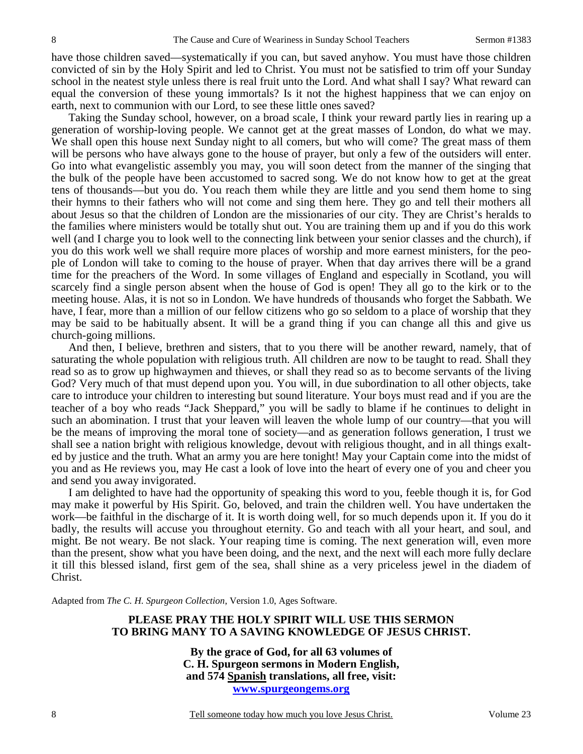have those children saved—systematically if you can, but saved anyhow. You must have those children convicted of sin by the Holy Spirit and led to Christ. You must not be satisfied to trim off your Sunday school in the neatest style unless there is real fruit unto the Lord. And what shall I say? What reward can equal the conversion of these young immortals? Is it not the highest happiness that we can enjoy on earth, next to communion with our Lord, to see these little ones saved?

Taking the Sunday school, however, on a broad scale, I think your reward partly lies in rearing up a generation of worship-loving people. We cannot get at the great masses of London, do what we may. We shall open this house next Sunday night to all comers, but who will come? The great mass of them will be persons who have always gone to the house of prayer, but only a few of the outsiders will enter. Go into what evangelistic assembly you may, you will soon detect from the manner of the singing that the bulk of the people have been accustomed to sacred song. We do not know how to get at the great tens of thousands—but you do. You reach them while they are little and you send them home to sing their hymns to their fathers who will not come and sing them here. They go and tell their mothers all about Jesus so that the children of London are the missionaries of our city. They are Christ's heralds to the families where ministers would be totally shut out. You are training them up and if you do this work well (and I charge you to look well to the connecting link between your senior classes and the church), if you do this work well we shall require more places of worship and more earnest ministers, for the people of London will take to coming to the house of prayer. When that day arrives there will be a grand time for the preachers of the Word. In some villages of England and especially in Scotland, you will scarcely find a single person absent when the house of God is open! They all go to the kirk or to the meeting house. Alas, it is not so in London. We have hundreds of thousands who forget the Sabbath. We have, I fear, more than a million of our fellow citizens who go so seldom to a place of worship that they may be said to be habitually absent. It will be a grand thing if you can change all this and give us church-going millions.

And then, I believe, brethren and sisters, that to you there will be another reward, namely, that of saturating the whole population with religious truth. All children are now to be taught to read. Shall they read so as to grow up highwaymen and thieves, or shall they read so as to become servants of the living God? Very much of that must depend upon you. You will, in due subordination to all other objects, take care to introduce your children to interesting but sound literature. Your boys must read and if you are the teacher of a boy who reads "Jack Sheppard," you will be sadly to blame if he continues to delight in such an abomination. I trust that your leaven will leaven the whole lump of our country—that you will be the means of improving the moral tone of society—and as generation follows generation, I trust we shall see a nation bright with religious knowledge, devout with religious thought, and in all things exalted by justice and the truth. What an army you are here tonight! May your Captain come into the midst of you and as He reviews you, may He cast a look of love into the heart of every one of you and cheer you and send you away invigorated.

I am delighted to have had the opportunity of speaking this word to you, feeble though it is, for God may make it powerful by His Spirit. Go, beloved, and train the children well. You have undertaken the work—be faithful in the discharge of it. It is worth doing well, for so much depends upon it. If you do it badly, the results will accuse you throughout eternity. Go and teach with all your heart, and soul, and might. Be not weary. Be not slack. Your reaping time is coming. The next generation will, even more than the present, show what you have been doing, and the next, and the next will each more fully declare it till this blessed island, first gem of the sea, shall shine as a very priceless jewel in the diadem of Christ.

Adapted from *The C. H. Spurgeon Collection*, Version 1.0, Ages Software.

**PLEASE PRAY THE HOLY SPIRIT WILL USE THIS SERMON TO BRING MANY TO A SAVING KNOWLEDGE OF JESUS CHRIST.**

**By the grace of God, for all 63 volumes of C. H. Spurgeon sermons in Modern English, and 574 Spanish translations, all free, visit: www.spurgeongems.org**